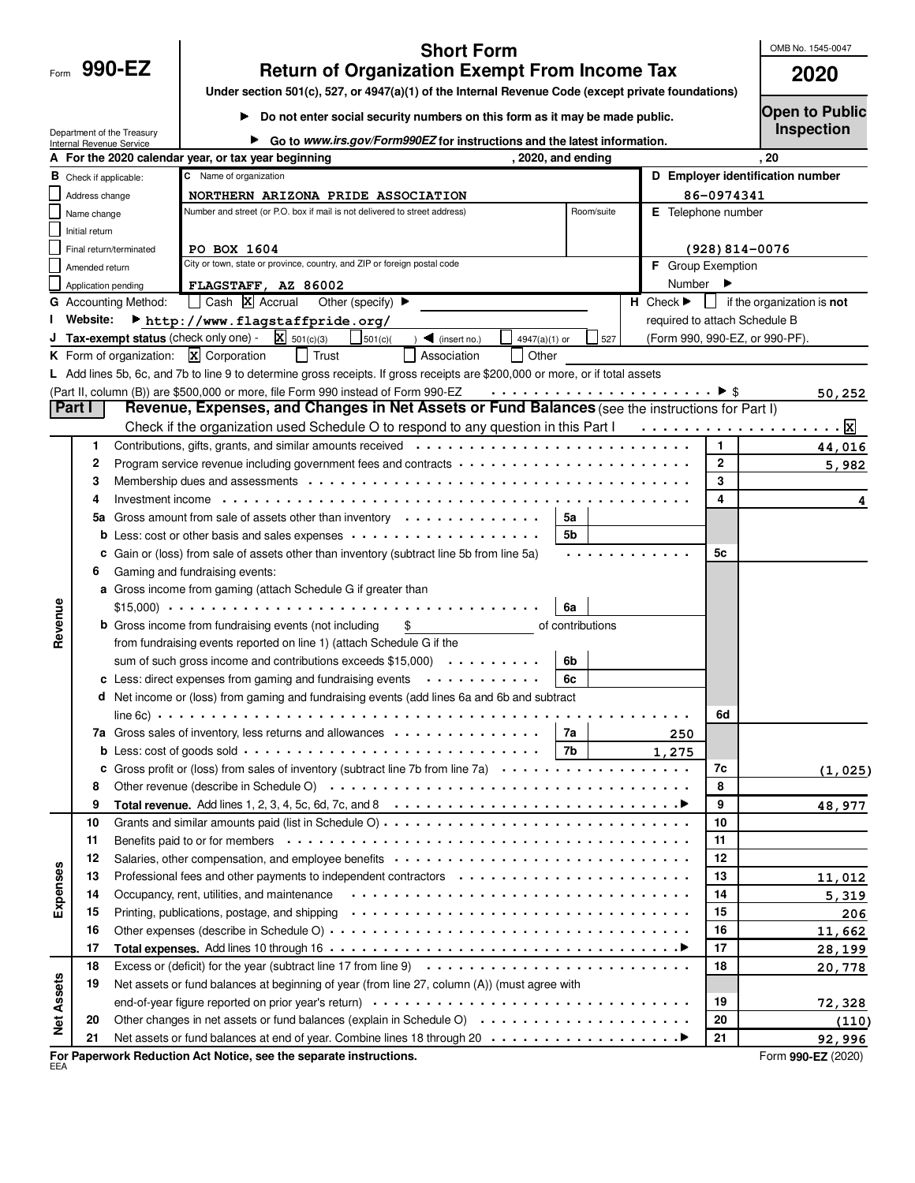Form **990-EZ**

Department of the Treasury
Internal Revenue Service

# Short Form
# Return of Organization Exempt From Income Tax

**Under section 501(c), 527, or 4947(a)(1) of the Internal Revenue Code (except private foundations)**

▶ **Do not enter social security numbers on this form as it may be made public.**

▶ **Go to *www.irs.gov/Form990EZ* for instructions and the latest information.**

OMB No. 1545-0047

**2020**

**Open to Public Inspection**

**A For the 2020 calendar year, or tax year beginning** , 2020, and ending , 20

**B** Check if applicable:
- ☐ Address change
- ☐ Name change
- ☐ Initial return
- ☐ Final return/terminated
- ☐ Amended return
- ☐ Application pending

**C** Name of organization
NORTHERN ARIZONA PRIDE ASSOCIATION

Number and street (or P.O. box if mail is not delivered to street address) | Room/suite
PO BOX 1604

City or town, state or province, country, and ZIP or foreign postal code
FLAGSTAFF, AZ 86002

**D Employer identification number**
86-0974341

**E** Telephone number
(928)814-0076

**F** Group Exemption Number ▶

**G** Accounting Method: ☐ Cash ☒ Accrual Other (specify) ▶

**H** Check ▶ ☐ if the organization is **not** required to attach Schedule B (Form 990, 990-EZ, or 990-PF).

**I Website:** ▶ http://www.flagstaffpride.org/

**J Tax-exempt status** (check only one) - ☒ 501(c)(3) ☐ 501(c)( ) ◀ (insert no.) ☐ 4947(a)(1) or ☐ 527

**K** Form of organization: ☒ Corporation ☐ Trust ☐ Association ☐ Other

**L** Add lines 5b, 6c, and 7b to line 9 to determine gross receipts. If gross receipts are $200,000 or more, or if total assets (Part II, column (B)) are $500,000 or more, file Form 990 instead of Form 990-EZ ▶ $ 50,252

## Part I Revenue, Expenses, and Changes in Net Assets or Fund Balances (see the instructions for Part I)

Check if the organization used Schedule O to respond to any question in this Part I ☒

| Section | Line | Description | Sub-line | Sub-amount | Line | Amount |
|---|---|---|---|---|---|---|
| Revenue | 1 | Contributions, gifts, grants, and similar amounts received | | | 1 | 44,016 |
| | 2 | Program service revenue including government fees and contracts | | | 2 | 5,982 |
| | 3 | Membership dues and assessments | | | 3 | |
| | 4 | Investment income | | | 4 | 4 |
| | 5a | Gross amount from sale of assets other than inventory | 5a | | | |
| | b | Less: cost or other basis and sales expenses | 5b | | | |
| | c | Gain or (loss) from sale of assets other than inventory (subtract line 5b from line 5a) | | | 5c | |
| | 6 | Gaming and fundraising events: | | | | |
| | a | Gross income from gaming (attach Schedule G if greater than $15,000) | 6a | | | |
| | b | Gross income from fundraising events (not including $ of contributions from fundraising events reported on line 1) (attach Schedule G if the sum of such gross income and contributions exceeds $15,000) | 6b | | | |
| | c | Less: direct expenses from gaming and fundraising events | 6c | | | |
| | d | Net income or (loss) from gaming and fundraising events (add lines 6a and 6b and subtract line 6c) | | | 6d | |
| | 7a | Gross sales of inventory, less returns and allowances | 7a | 250 | | |
| | b | Less: cost of goods sold | 7b | 1,275 | | |
| | c | Gross profit or (loss) from sales of inventory (subtract line 7b from line 7a) | | | 7c | (1,025) |
| | 8 | Other revenue (describe in Schedule O) | | | 8 | |
| | 9 | **Total revenue.** Add lines 1, 2, 3, 4, 5c, 6d, 7c, and 8 ▶ | | | 9 | 48,977 |
| Expenses | 10 | Grants and similar amounts paid (list in Schedule O) | | | 10 | |
| | 11 | Benefits paid to or for members | | | 11 | |
| | 12 | Salaries, other compensation, and employee benefits | | | 12 | |
| | 13 | Professional fees and other payments to independent contractors | | | 13 | 11,012 |
| | 14 | Occupancy, rent, utilities, and maintenance | | | 14 | 5,319 |
| | 15 | Printing, publications, postage, and shipping | | | 15 | 206 |
| | 16 | Other expenses (describe in Schedule O) | | | 16 | 11,662 |
| | 17 | **Total expenses.** Add lines 10 through 16 ▶ | | | 17 | 28,199 |
| Net Assets | 18 | Excess or (deficit) for the year (subtract line 17 from line 9) | | | 18 | 20,778 |
| | 19 | Net assets or fund balances at beginning of year (from line 27, column (A)) (must agree with end-of-year figure reported on prior year's return) | | | 19 | 72,328 |
| | 20 | Other changes in net assets or fund balances (explain in Schedule O) | | | 20 | (110) |
| | 21 | Net assets or fund balances at end of year. Combine lines 18 through 20 ▶ | | | 21 | 92,996 |

**For Paperwork Reduction Act Notice, see the separate instructions.**

EEA

Form **990-EZ** (2020)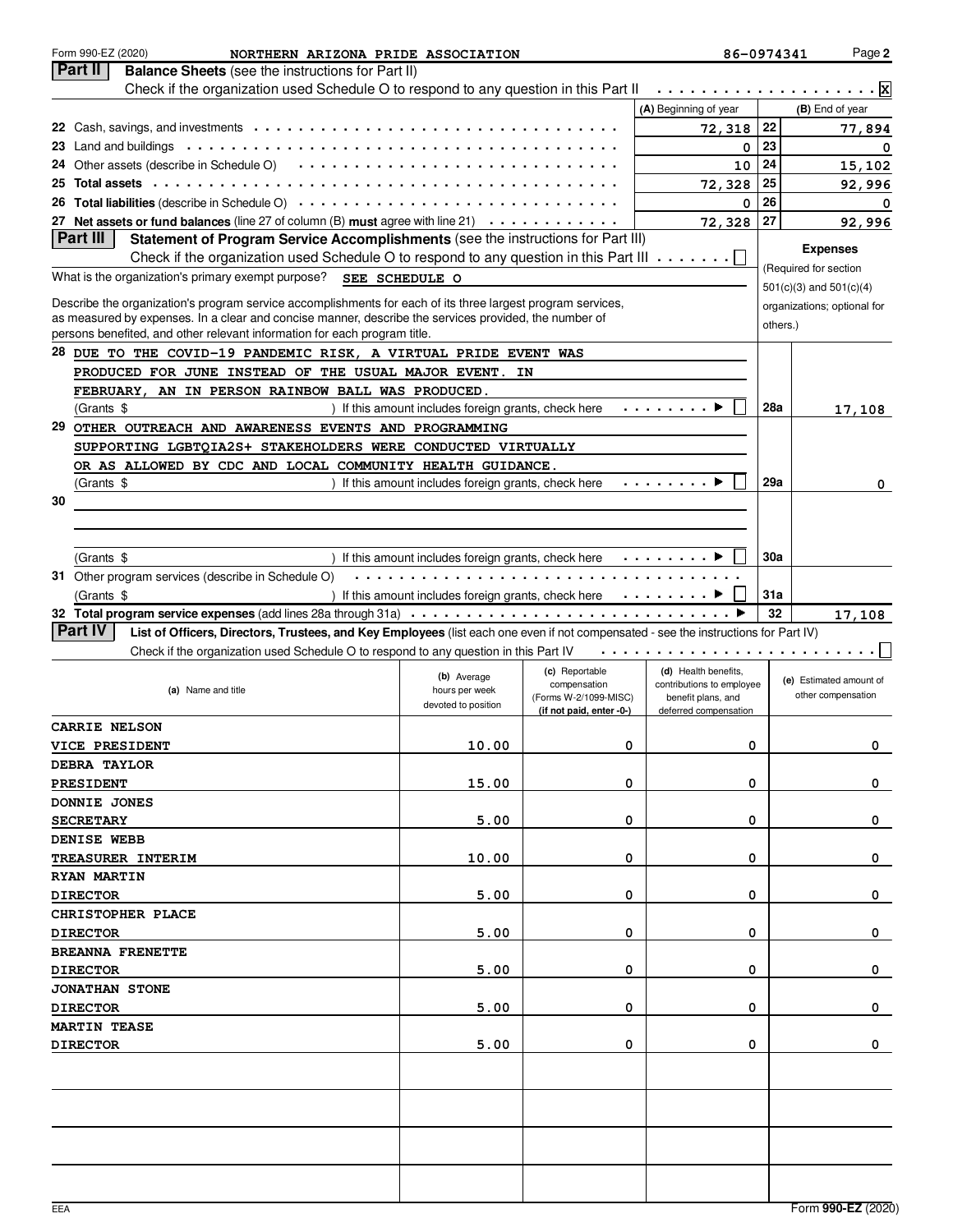Form 990-EZ (2020) NORTHERN ARIZONA PRIDE ASSOCIATION 86-0974341 Page **2**

## Part II Balance Sheets (see the instructions for Part II)

Check if the organization used Schedule O to respond to any question in this Part II . . . . . . . . . . . . . . . . . . . . [X]

| | | (A) Beginning of year | | (B) End of year |
|---|---|---|---|---|
| 22 | Cash, savings, and investments | 72,318 | 22 | 77,894 |
| 23 | Land and buildings | 0 | 23 | 0 |
| 24 | Other assets (describe in Schedule O) | 10 | 24 | 15,102 |
| 25 | **Total assets** | 72,328 | 25 | 92,996 |
| 26 | **Total liabilities** (describe in Schedule O) | 0 | 26 | 0 |
| 27 | **Net assets or fund balances** (line 27 of column (B) **must** agree with line 21) | 72,328 | 27 | 92,996 |

## Part III Statement of Program Service Accomplishments (see the instructions for Part III)

Check if the organization used Schedule O to respond to any question in this Part III . . . . . . . [ ]

What is the organization's primary exempt purpose? SEE SCHEDULE O

Describe the organization's program service accomplishments for each of its three largest program services, as measured by expenses. In a clear and concise manner, describe the services provided, the number of persons benefited, and other relevant information for each program title.

**Expenses** (Required for section 501(c)(3) and 501(c)(4) organizations; optional for others.)

| | | | Expenses |
|---|---|---|---|
| 28 | DUE TO THE COVID-19 PANDEMIC RISK, A VIRTUAL PRIDE EVENT WAS PRODUCED FOR JUNE INSTEAD OF THE USUAL MAJOR EVENT. IN FEBRUARY, AN IN PERSON RAINBOW BALL WAS PRODUCED.<br>(Grants $ ) If this amount includes foreign grants, check here [ ] | 28a | 17,108 |
| 29 | OTHER OUTREACH AND AWARENESS EVENTS AND PROGRAMMING SUPPORTING LGBTQIA2S+ STAKEHOLDERS WERE CONDUCTED VIRTUALLY OR AS ALLOWED BY CDC AND LOCAL COMMUNITY HEALTH GUIDANCE.<br>(Grants $ ) If this amount includes foreign grants, check here [ ] | 29a | 0 |
| 30 | (Grants $ ) If this amount includes foreign grants, check here [ ] | 30a | |
| 31 | Other program services (describe in Schedule O)<br>(Grants $ ) If this amount includes foreign grants, check here [ ] | 31a | |
| 32 | **Total program service expenses** (add lines 28a through 31a) | 32 | 17,108 |

## Part IV List of Officers, Directors, Trustees, and Key Employees (list each one even if not compensated - see the instructions for Part IV)

Check if the organization used Schedule O to respond to any question in this Part IV . . . . . . . . . . . . . . . . . . . . . . . . [ ]

| (a) Name and title | (b) Average hours per week devoted to position | (c) Reportable compensation (Forms W-2/1099-MISC) (if not paid, enter -0-) | (d) Health benefits, contributions to employee benefit plans, and deferred compensation | (e) Estimated amount of other compensation |
|---|---|---|---|---|
| CARRIE NELSON<br>VICE PRESIDENT | 10.00 | 0 | 0 | 0 |
| DEBRA TAYLOR<br>PRESIDENT | 15.00 | 0 | 0 | 0 |
| DONNIE JONES<br>SECRETARY | 5.00 | 0 | 0 | 0 |
| DENISE WEBB<br>TREASURER INTERIM | 10.00 | 0 | 0 | 0 |
| RYAN MARTIN<br>DIRECTOR | 5.00 | 0 | 0 | 0 |
| CHRISTOPHER PLACE<br>DIRECTOR | 5.00 | 0 | 0 | 0 |
| BREANNA FRENETTE<br>DIRECTOR | 5.00 | 0 | 0 | 0 |
| JONATHAN STONE<br>DIRECTOR | 5.00 | 0 | 0 | 0 |
| MARTIN TEASE<br>DIRECTOR | 5.00 | 0 | 0 | 0 |

EEA Form **990-EZ** (2020)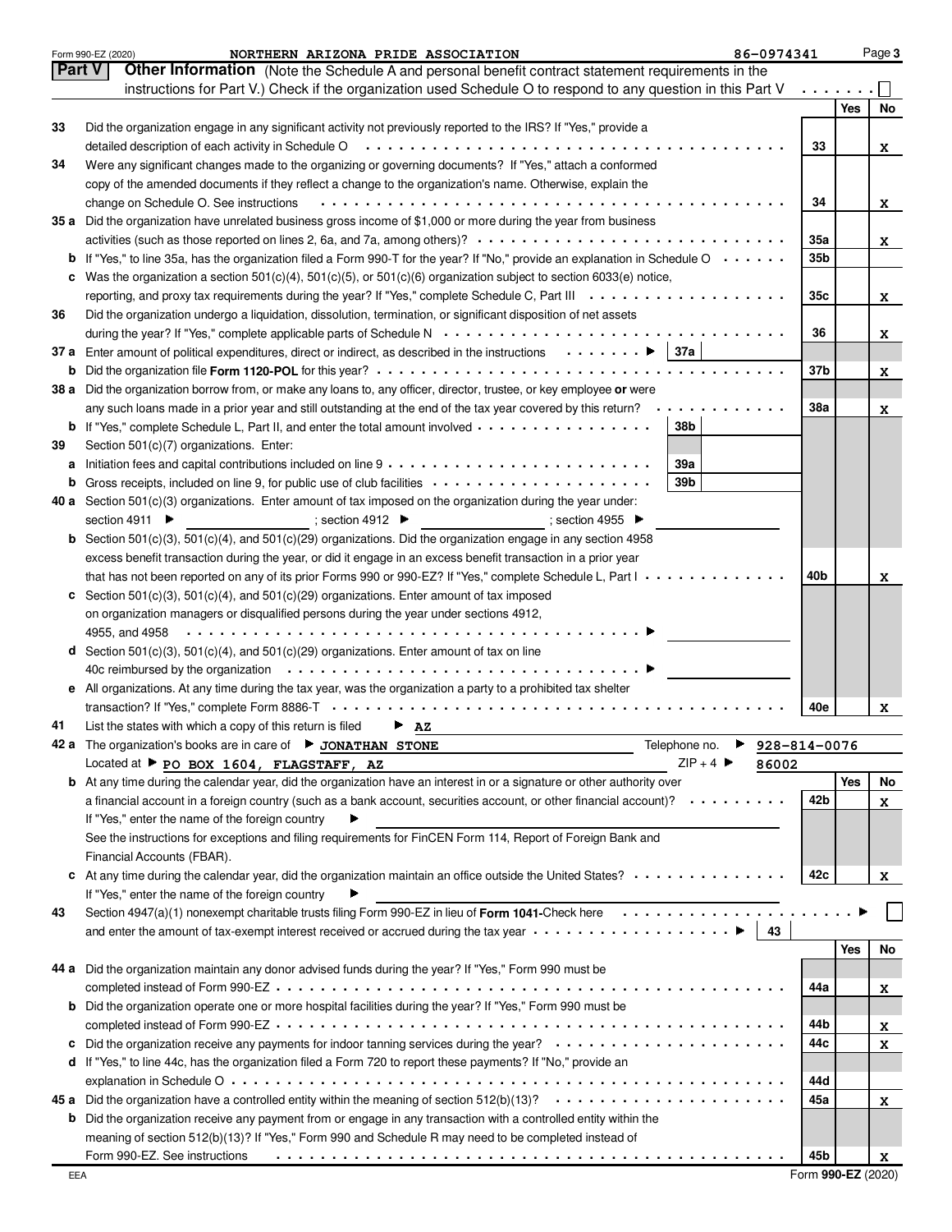Form 990-EZ (2020) NORTHERN ARIZONA PRIDE ASSOCIATION 86-0974341 Page 3

**Part V** **Other Information** (Note the Schedule A and personal benefit contract statement requirements in the instructions for Part V.) Check if the organization used Schedule O to respond to any question in this Part V ☐

| | | | Yes | No |
|---|---|---|---|---|
| 33 | Did the organization engage in any significant activity not previously reported to the IRS? If "Yes," provide a detailed description of each activity in Schedule O | 33 | | X |
| 34 | Were any significant changes made to the organizing or governing documents? If "Yes," attach a conformed copy of the amended documents if they reflect a change to the organization's name. Otherwise, explain the change on Schedule O. See instructions | 34 | | X |
| 35a | Did the organization have unrelated business gross income of $1,000 or more during the year from business activities (such as those reported on lines 2, 6a, and 7a, among others)? | 35a | | X |
| b | If "Yes," to line 35a, has the organization filed a Form 990-T for the year? If "No," provide an explanation in Schedule O | 35b | | |
| c | Was the organization a section 501(c)(4), 501(c)(5), or 501(c)(6) organization subject to section 6033(e) notice, reporting, and proxy tax requirements during the year? If "Yes," complete Schedule C, Part III | 35c | | X |
| 36 | Did the organization undergo a liquidation, dissolution, termination, or significant disposition of net assets during the year? If "Yes," complete applicable parts of Schedule N | 36 | | X |
| 37a | Enter amount of political expenditures, direct or indirect, as described in the instructions ▶ 37a | | | |
| b | Did the organization file **Form 1120-POL** for this year? | 37b | | X |
| 38a | Did the organization borrow from, or make any loans to, any officer, director, trustee, or key employee **or** were any such loans made in a prior year and still outstanding at the end of the tax year covered by this return? | 38a | | X |
| b | If "Yes," complete Schedule L, Part II, and enter the total amount involved 38b | | | |
| 39 | Section 501(c)(7) organizations. Enter: | | | |
| a | Initiation fees and capital contributions included on line 9 39a | | | |
| b | Gross receipts, included on line 9, for public use of club facilities 39b | | | |
| 40a | Section 501(c)(3) organizations. Enter amount of tax imposed on the organization during the year under: section 4911 ▶ ; section 4912 ▶ ; section 4955 ▶ | | | |
| b | Section 501(c)(3), 501(c)(4), and 501(c)(29) organizations. Did the organization engage in any section 4958 excess benefit transaction during the year, or did it engage in an excess benefit transaction in a prior year that has not been reported on any of its prior Forms 990 or 990-EZ? If "Yes," complete Schedule L, Part I | 40b | | X |
| c | Section 501(c)(3), 501(c)(4), and 501(c)(29) organizations. Enter amount of tax imposed on organization managers or disqualified persons during the year under sections 4912, 4955, and 4958 ▶ | | | |
| d | Section 501(c)(3), 501(c)(4), and 501(c)(29) organizations. Enter amount of tax on line 40c reimbursed by the organization ▶ | | | |
| e | All organizations. At any time during the tax year, was the organization a party to a prohibited tax shelter transaction? If "Yes," complete Form 8886-T | 40e | | X |
| 41 | List the states with which a copy of this return is filed ▶ AZ | | | |
| 42a | The organization's books are in care of ▶ JONATHAN STONE Telephone no. ▶ 928-814-0076 Located at ▶ PO BOX 1604, FLAGSTAFF, AZ ZIP + 4 ▶ 86002 | | | |
| b | At any time during the calendar year, did the organization have an interest in or a signature or other authority over a financial account in a foreign country (such as a bank account, securities account, or other financial account)? If "Yes," enter the name of the foreign country ▶ See the instructions for exceptions and filing requirements for FinCEN Form 114, Report of Foreign Bank and Financial Accounts (FBAR). | 42b | | X |
| c | At any time during the calendar year, did the organization maintain an office outside the United States? If "Yes," enter the name of the foreign country ▶ | 42c | | X |
| 43 | Section 4947(a)(1) nonexempt charitable trusts filing Form 990-EZ in lieu of **Form 1041**-Check here ▶ ☐ and enter the amount of tax-exempt interest received or accrued during the tax year ▶ 43 | | | |
| 44a | Did the organization maintain any donor advised funds during the year? If "Yes," Form 990 must be completed instead of Form 990-EZ | 44a | | X |
| b | Did the organization operate one or more hospital facilities during the year? If "Yes," Form 990 must be completed instead of Form 990-EZ | 44b | | X |
| c | Did the organization receive any payments for indoor tanning services during the year? | 44c | | X |
| d | If "Yes," to line 44c, has the organization filed a Form 720 to report these payments? If "No," provide an explanation in Schedule O | 44d | | |
| 45a | Did the organization have a controlled entity within the meaning of section 512(b)(13)? | 45a | | X |
| b | Did the organization receive any payment from or engage in any transaction with a controlled entity within the meaning of section 512(b)(13)? If "Yes," Form 990 and Schedule R may need to be completed instead of Form 990-EZ. See instructions | 45b | | X |

EEA Form **990-EZ** (2020)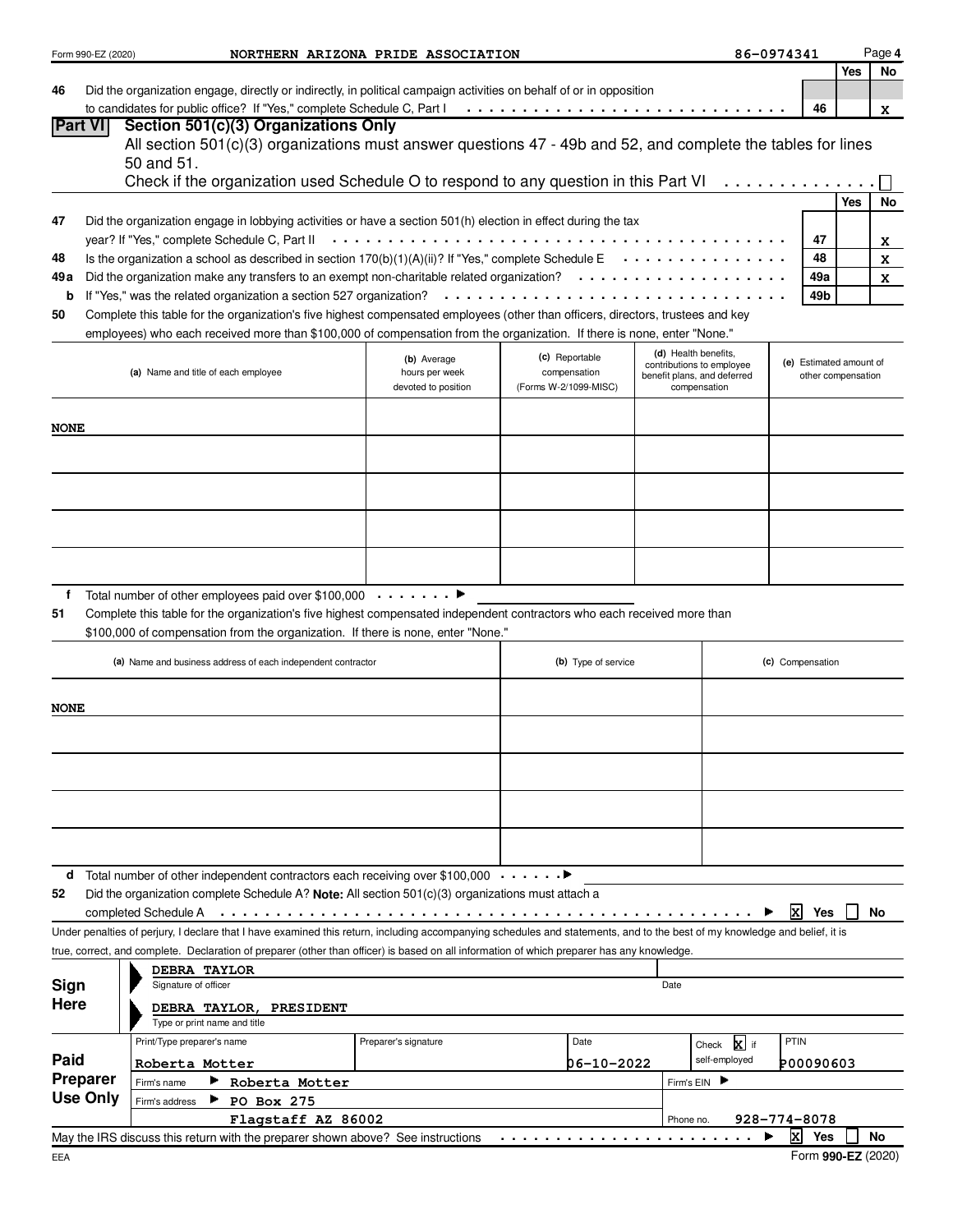Form 990-EZ (2020) NORTHERN ARIZONA PRIDE ASSOCIATION 86-0974341 Page 4

| | | | Yes | No |
|---|---|---|---|---|
| 46 | Did the organization engage, directly or indirectly, in political campaign activities on behalf of or in opposition to candidates for public office? If "Yes," complete Schedule C, Part I | 46 | | X |

## Part VI Section 501(c)(3) Organizations Only

All section 501(c)(3) organizations must answer questions 47 - 49b and 52, and complete the tables for lines 50 and 51.

Check if the organization used Schedule O to respond to any question in this Part VI ☐

| | | | Yes | No |
|---|---|---|---|---|
| 47 | Did the organization engage in lobbying activities or have a section 501(h) election in effect during the tax year? If "Yes," complete Schedule C, Part II | 47 | | X |
| 48 | Is the organization a school as described in section 170(b)(1)(A)(ii)? If "Yes," complete Schedule E | 48 | | X |
| 49a | Did the organization make any transfers to an exempt non-charitable related organization? | 49a | | X |
| b | If "Yes," was the related organization a section 527 organization? | 49b | | |

**50** Complete this table for the organization's five highest compensated employees (other than officers, directors, trustees and key employees) who each received more than $100,000 of compensation from the organization. If there is none, enter "None."

| (a) Name and title of each employee | (b) Average hours per week devoted to position | (c) Reportable compensation (Forms W-2/1099-MISC) | (d) Health benefits, contributions to employee benefit plans, and deferred compensation | (e) Estimated amount of other compensation |
|---|---|---|---|---|
| NONE | | | | |
| | | | | |
| | | | | |
| | | | | |
| | | | | |

**f** Total number of other employees paid over $100,000 ▶

**51** Complete this table for the organization's five highest compensated independent contractors who each received more than $100,000 of compensation from the organization. If there is none, enter "None."

| (a) Name and business address of each independent contractor | (b) Type of service | (c) Compensation |
|---|---|---|
| NONE | | |
| | | |
| | | |
| | | |
| | | |

**d** Total number of other independent contractors each receiving over $100,000 ▶

**52** Did the organization complete Schedule A? **Note:** All section 501(c)(3) organizations must attach a completed Schedule A ▶ ☒ Yes ☐ No

Under penalties of perjury, I declare that I have examined this return, including accompanying schedules and statements, and to the best of my knowledge and belief, it is true, correct, and complete. Declaration of preparer (other than officer) is based on all information of which preparer has any knowledge.

**Sign Here**

DEBRA TAYLOR
Signature of officer | Date

DEBRA TAYLOR, PRESIDENT
Type or print name and title

**Paid Preparer Use Only**

| Print/Type preparer's name | Preparer's signature | Date | Check ☒ if self-employed | PTIN |
|---|---|---|---|---|
| Roberta Motter | | 06-10-2022 | | P00090603 |
| Firm's name ▶ Roberta Motter | | | Firm's EIN ▶ | |
| Firm's address ▶ PO Box 275 Flagstaff AZ 86002 | | | Phone no. | 928-774-8078 |

May the IRS discuss this return with the preparer shown above? See instructions ▶ ☒ Yes ☐ No

EEA Form **990-EZ** (2020)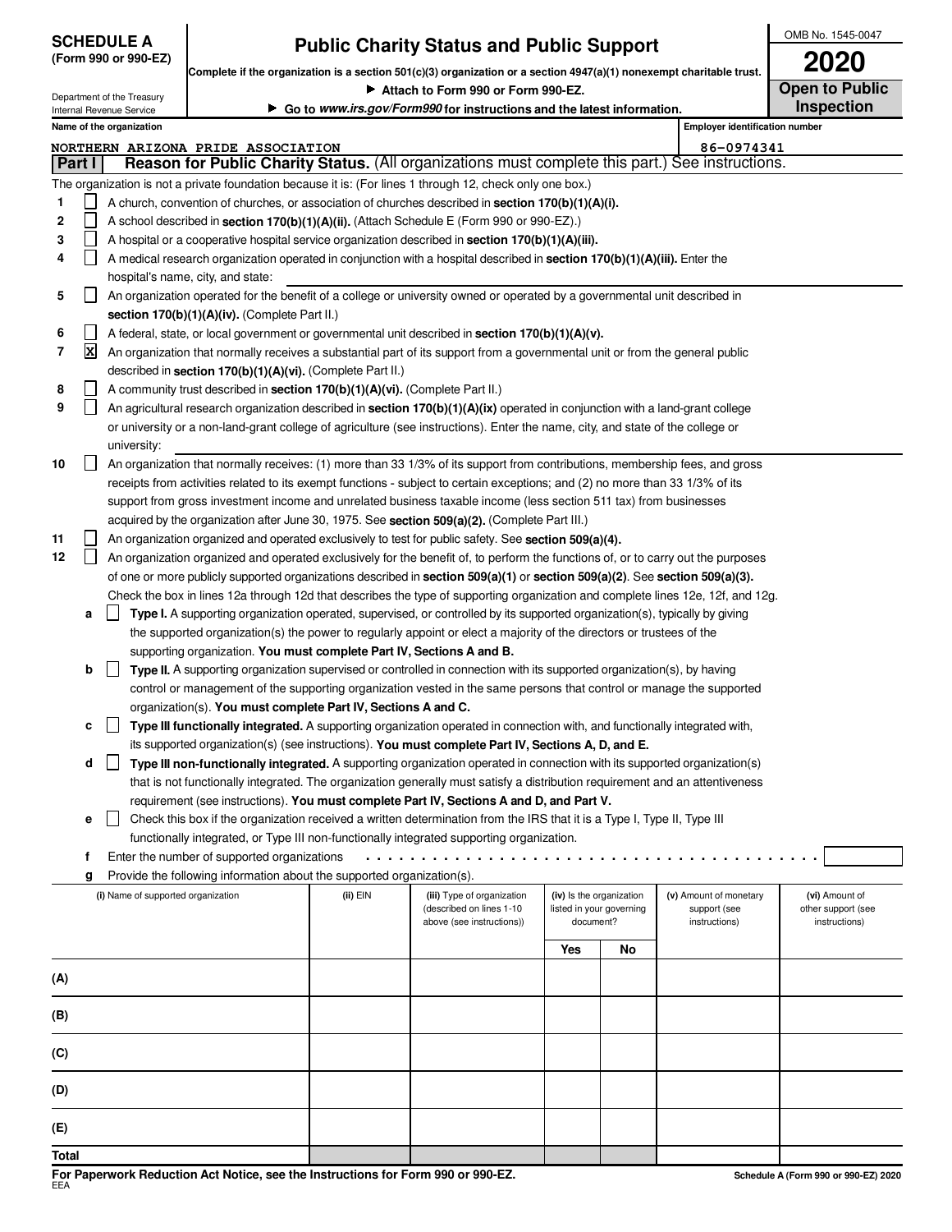**SCHEDULE A**
**(Form 990 or 990-EZ)**

Department of the Treasury
Internal Revenue Service

# Public Charity Status and Public Support

**Complete if the organization is a section 501(c)(3) organization or a section 4947(a)(1) nonexempt charitable trust.**

► Attach to Form 990 or Form 990-EZ.

► Go to *www.irs.gov/Form990* for instructions and the latest information.

OMB No. 1545-0047

**2020**

**Open to Public Inspection**

**Name of the organization**
NORTHERN ARIZONA PRIDE ASSOCIATION

**Employer identification number**
86-0974341

## Part I — Reason for Public Charity Status. (All organizations must complete this part.) See instructions.

The organization is not a private foundation because it is: (For lines 1 through 12, check only one box.)

1. ☐ A church, convention of churches, or association of churches described in **section 170(b)(1)(A)(i).**
2. ☐ A school described in **section 170(b)(1)(A)(ii).** (Attach Schedule E (Form 990 or 990-EZ).)
3. ☐ A hospital or a cooperative hospital service organization described in **section 170(b)(1)(A)(iii).**
4. ☐ A medical research organization operated in conjunction with a hospital described in **section 170(b)(1)(A)(iii).** Enter the hospital's name, city, and state:
5. ☐ An organization operated for the benefit of a college or university owned or operated by a governmental unit described in **section 170(b)(1)(A)(iv).** (Complete Part II.)
6. ☐ A federal, state, or local government or governmental unit described in **section 170(b)(1)(A)(v).**
7. ☒ An organization that normally receives a substantial part of its support from a governmental unit or from the general public described in **section 170(b)(1)(A)(vi).** (Complete Part II.)
8. ☐ A community trust described in **section 170(b)(1)(A)(vi).** (Complete Part II.)
9. ☐ An agricultural research organization described in **section 170(b)(1)(A)(ix)** operated in conjunction with a land-grant college or university or a non-land-grant college of agriculture (see instructions). Enter the name, city, and state of the college or university:
10. ☐ An organization that normally receives: (1) more than 33 1/3% of its support from contributions, membership fees, and gross receipts from activities related to its exempt functions - subject to certain exceptions; and (2) no more than 33 1/3% of its support from gross investment income and unrelated business taxable income (less section 511 tax) from businesses acquired by the organization after June 30, 1975. See **section 509(a)(2).** (Complete Part III.)
11. ☐ An organization organized and operated exclusively to test for public safety. See **section 509(a)(4).**
12. ☐ An organization organized and operated exclusively for the benefit of, to perform the functions of, or to carry out the purposes of one or more publicly supported organizations described in **section 509(a)(1)** or **section 509(a)(2).** See **section 509(a)(3).** Check the box in lines 12a through 12d that describes the type of supporting organization and complete lines 12e, 12f, and 12g.
   - **a** ☐ **Type I.** A supporting organization operated, supervised, or controlled by its supported organization(s), typically by giving the supported organization(s) the power to regularly appoint or elect a majority of the directors or trustees of the supporting organization. **You must complete Part IV, Sections A and B.**
   - **b** ☐ **Type II.** A supporting organization supervised or controlled in connection with its supported organization(s), by having control or management of the supporting organization vested in the same persons that control or manage the supported organization(s). **You must complete Part IV, Sections A and C.**
   - **c** ☐ **Type III functionally integrated.** A supporting organization operated in connection with, and functionally integrated with, its supported organization(s) (see instructions). **You must complete Part IV, Sections A, D, and E.**
   - **d** ☐ **Type III non-functionally integrated.** A supporting organization operated in connection with its supported organization(s) that is not functionally integrated. The organization generally must satisfy a distribution requirement and an attentiveness requirement (see instructions). **You must complete Part IV, Sections A and D, and Part V.**
   - **e** ☐ Check this box if the organization received a written determination from the IRS that it is a Type I, Type II, Type III functionally integrated, or Type III non-functionally integrated supporting organization.
   - **f** Enter the number of supported organizations
   - **g** Provide the following information about the supported organization(s).

| (i) Name of supported organization | (ii) EIN | (iii) Type of organization (described on lines 1-10 above (see instructions)) | (iv) Is the organization listed in your governing document? | | (v) Amount of monetary support (see instructions) | (vi) Amount of other support (see instructions) |
|---|---|---|---|---|---|---|
| | | | Yes | No | | |
| (A) | | | | | | |
| (B) | | | | | | |
| (C) | | | | | | |
| (D) | | | | | | |
| (E) | | | | | | |
| **Total** | | | | | | |

**For Paperwork Reduction Act Notice, see the Instructions for Form 990 or 990-EZ.**

Schedule A (Form 990 or 990-EZ) 2020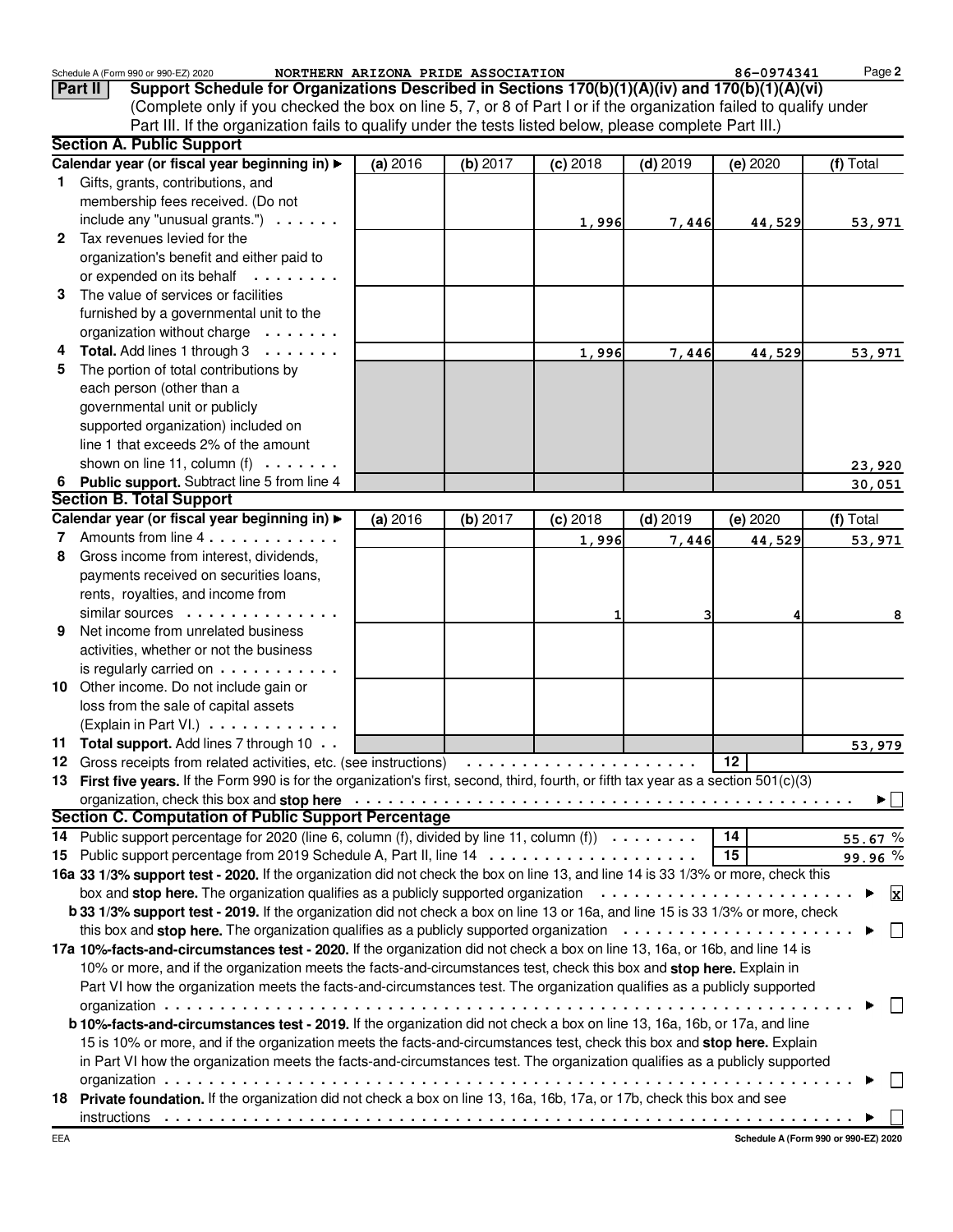Schedule A (Form 990 or 990-EZ) 2020 NORTHERN ARIZONA PRIDE ASSOCIATION 86-0974341

**Part II Support Schedule for Organizations Described in Sections 170(b)(1)(A)(iv) and 170(b)(1)(A)(vi)**

(Complete only if you checked the box on line 5, 7, or 8 of Part I or if the organization failed to qualify under Part III. If the organization fails to qualify under the tests listed below, please complete Part III.)

### Section A. Public Support

| Calendar year (or fiscal year beginning in) ► | (a) 2016 | (b) 2017 | (c) 2018 | (d) 2019 | (e) 2020 | (f) Total |
|---|---|---|---|---|---|---|
| 1 Gifts, grants, contributions, and membership fees received. (Do not include any "unusual grants.") | | | 1,996 | 7,446 | 44,529 | 53,971 |
| 2 Tax revenues levied for the organization's benefit and either paid to or expended on its behalf | | | | | | |
| 3 The value of services or facilities furnished by a governmental unit to the organization without charge | | | | | | |
| 4 **Total.** Add lines 1 through 3 | | | 1,996 | 7,446 | 44,529 | 53,971 |
| 5 The portion of total contributions by each person (other than a governmental unit or publicly supported organization) included on line 1 that exceeds 2% of the amount shown on line 11, column (f) | | | | | | 23,920 |
| 6 **Public support.** Subtract line 5 from line 4 | | | | | | 30,051 |

### Section B. Total Support

| Calendar year (or fiscal year beginning in) ► | (a) 2016 | (b) 2017 | (c) 2018 | (d) 2019 | (e) 2020 | (f) Total |
|---|---|---|---|---|---|---|
| 7 Amounts from line 4 | | | 1,996 | 7,446 | 44,529 | 53,971 |
| 8 Gross income from interest, dividends, payments received on securities loans, rents, royalties, and income from similar sources | | | 1 | 3 | 4 | 8 |
| 9 Net income from unrelated business activities, whether or not the business is regularly carried on | | | | | | |
| 10 Other income. Do not include gain or loss from the sale of capital assets (Explain in Part VI.) | | | | | | |
| 11 **Total support.** Add lines 7 through 10 | | | | | | 53,979 |

12 Gross receipts from related activities, etc. (see instructions) 12

13 **First five years.** If the Form 990 is for the organization's first, second, third, fourth, or fifth tax year as a section 501(c)(3) organization, check this box and **stop here** ► ☐

### Section C. Computation of Public Support Percentage

14 Public support percentage for 2020 (line 6, column (f), divided by line 11, column (f)) 14 55.67 %

15 Public support percentage from 2019 Schedule A, Part II, line 14 15 99.96 %

**16a 33 1/3% support test - 2020.** If the organization did not check the box on line 13, and line 14 is 33 1/3% or more, check this box and **stop here.** The organization qualifies as a publicly supported organization ► ☒

**b 33 1/3% support test - 2019.** If the organization did not check a box on line 13 or 16a, and line 15 is 33 1/3% or more, check this box and **stop here.** The organization qualifies as a publicly supported organization ► ☐

**17a 10%-facts-and-circumstances test - 2020.** If the organization did not check a box on line 13, 16a, or 16b, and line 14 is 10% or more, and if the organization meets the facts-and-circumstances test, check this box and **stop here.** Explain in Part VI how the organization meets the facts-and-circumstances test. The organization qualifies as a publicly supported organization ► ☐

**b 10%-facts-and-circumstances test - 2019.** If the organization did not check a box on line 13, 16a, 16b, or 17a, and line 15 is 10% or more, and if the organization meets the facts-and-circumstances test, check this box and **stop here.** Explain in Part VI how the organization meets the facts-and-circumstances test. The organization qualifies as a publicly supported organization ► ☐

18 **Private foundation.** If the organization did not check a box on line 13, 16a, 16b, 17a, or 17b, check this box and see instructions ► ☐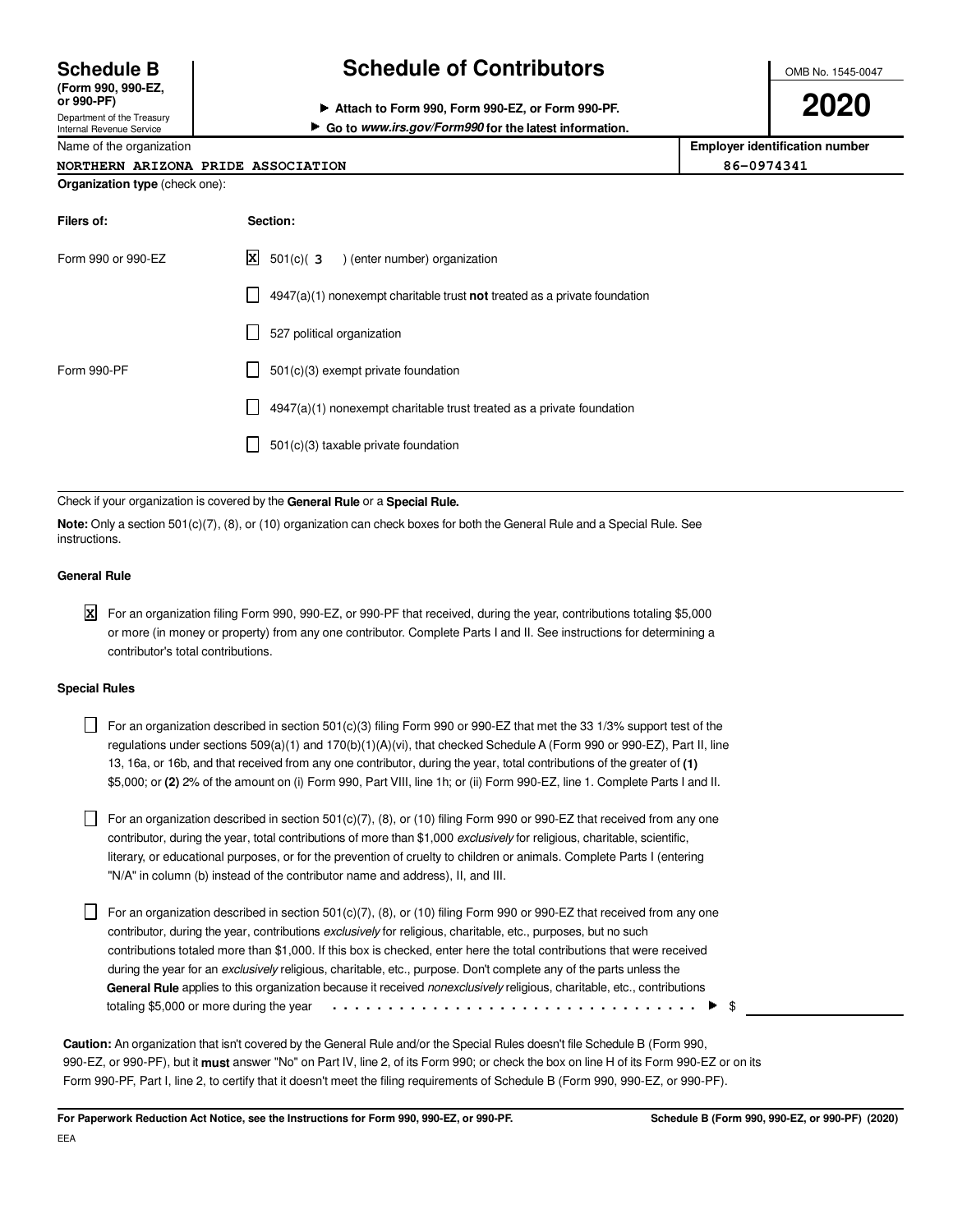# Schedule B (Form 990, 990-EZ, or 990-PF)

Department of the Treasury
Internal Revenue Service

## Schedule of Contributors

▶ Attach to Form 990, Form 990-EZ, or Form 990-PF.

▶ Go to *www.irs.gov/Form990* for the latest information.

OMB No. 1545-0047

**2020**

| Name of the organization | Employer identification number |
|---|---|
| NORTHERN ARIZONA PRIDE ASSOCIATION | 86-0974341 |

**Organization type** (check one):

| Filers of: | Section: |
|---|---|
| Form 990 or 990-EZ | [X] 501(c)( 3 ) (enter number) organization |
| | [ ] 4947(a)(1) nonexempt charitable trust **not** treated as a private foundation |
| | [ ] 527 political organization |
| Form 990-PF | [ ] 501(c)(3) exempt private foundation |
| | [ ] 4947(a)(1) nonexempt charitable trust treated as a private foundation |
| | [ ] 501(c)(3) taxable private foundation |

Check if your organization is covered by the **General Rule** or a **Special Rule.**

**Note:** Only a section 501(c)(7), (8), or (10) organization can check boxes for both the General Rule and a Special Rule. See instructions.

### General Rule

[X] For an organization filing Form 990, 990-EZ, or 990-PF that received, during the year, contributions totaling $5,000 or more (in money or property) from any one contributor. Complete Parts I and II. See instructions for determining a contributor's total contributions.

### Special Rules

[ ] For an organization described in section 501(c)(3) filing Form 990 or 990-EZ that met the 33 1/3% support test of the regulations under sections 509(a)(1) and 170(b)(1)(A)(vi), that checked Schedule A (Form 990 or 990-EZ), Part II, line 13, 16a, or 16b, and that received from any one contributor, during the year, total contributions of the greater of **(1)** $5,000; or **(2)** 2% of the amount on (i) Form 990, Part VIII, line 1h; or (ii) Form 990-EZ, line 1. Complete Parts I and II.

[ ] For an organization described in section 501(c)(7), (8), or (10) filing Form 990 or 990-EZ that received from any one contributor, during the year, total contributions of more than $1,000 *exclusively* for religious, charitable, scientific, literary, or educational purposes, or for the prevention of cruelty to children or animals. Complete Parts I (entering "N/A" in column (b) instead of the contributor name and address), II, and III.

[ ] For an organization described in section 501(c)(7), (8), or (10) filing Form 990 or 990-EZ that received from any one contributor, during the year, contributions *exclusively* for religious, charitable, etc., purposes, but no such contributions totaled more than $1,000. If this box is checked, enter here the total contributions that were received during the year for an *exclusively* religious, charitable, etc., purpose. Don't complete any of the parts unless the **General Rule** applies to this organization because it received *nonexclusively* religious, charitable, etc., contributions totaling $5,000 or more during the year . . . . . . . . . . . . . . . . . . . . . . . . . . . . . . . . . . ▶ $

**Caution:** An organization that isn't covered by the General Rule and/or the Special Rules doesn't file Schedule B (Form 990, 990-EZ, or 990-PF), but it **must** answer "No" on Part IV, line 2, of its Form 990; or check the box on line H of its Form 990-EZ or on its Form 990-PF, Part I, line 2, to certify that it doesn't meet the filing requirements of Schedule B (Form 990, 990-EZ, or 990-PF).

**For Paperwork Reduction Act Notice, see the Instructions for Form 990, 990-EZ, or 990-PF.** **Schedule B (Form 990, 990-EZ, or 990-PF) (2020)**

EEA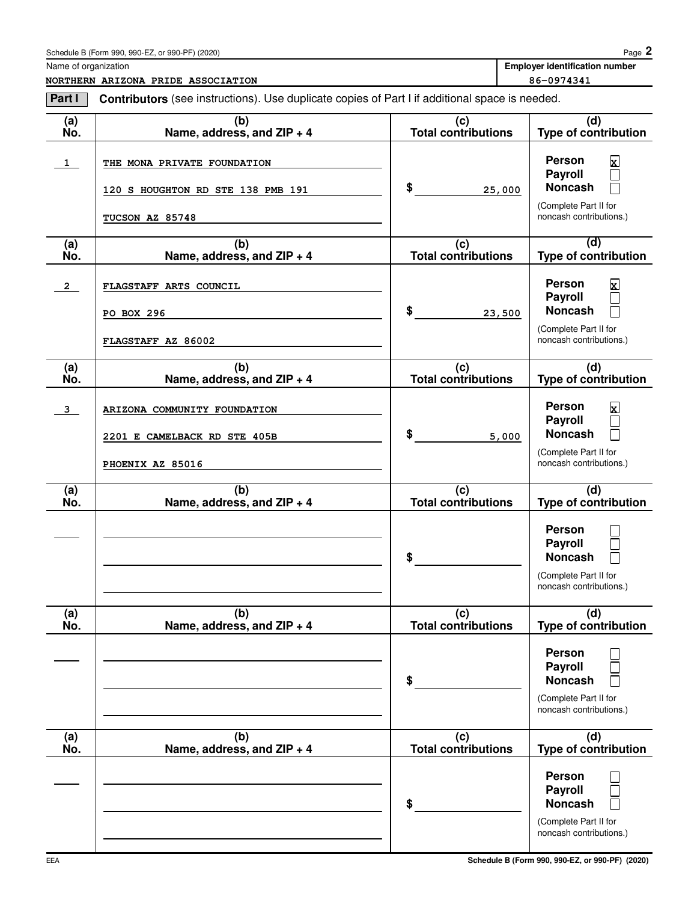Schedule B (Form 990, 990-EZ, or 990-PF) (2020)

| Name of organization | Employer identification number |
| --- | --- |
| NORTHERN ARIZONA PRIDE ASSOCIATION | 86-0974341 |

**Part I** **Contributors** (see instructions). Use duplicate copies of Part I if additional space is needed.

| (a) No. | (b) Name, address, and ZIP + 4 | (c) Total contributions | (d) Type of contribution |
| --- | --- | --- | --- |
| 1 | THE MONA PRIVATE FOUNDATION<br>120 S HOUGHTON RD STE 138 PMB 191<br>TUCSON AZ 85748 | $ 25,000 | Person [x]<br>Payroll [ ]<br>Noncash [ ]<br>(Complete Part II for noncash contributions.) |
| 2 | FLAGSTAFF ARTS COUNCIL<br>PO BOX 296<br>FLAGSTAFF AZ 86002 | $ 23,500 | Person [x]<br>Payroll [ ]<br>Noncash [ ]<br>(Complete Part II for noncash contributions.) |
| 3 | ARIZONA COMMUNITY FOUNDATION<br>2201 E CAMELBACK RD STE 405B<br>PHOENIX AZ 85016 | $ 5,000 | Person [x]<br>Payroll [ ]<br>Noncash [ ]<br>(Complete Part II for noncash contributions.) |
| | | $ | Person [ ]<br>Payroll [ ]<br>Noncash [ ]<br>(Complete Part II for noncash contributions.) |
| | | $ | Person [ ]<br>Payroll [ ]<br>Noncash [ ]<br>(Complete Part II for noncash contributions.) |
| | | $ | Person [ ]<br>Payroll [ ]<br>Noncash [ ]<br>(Complete Part II for noncash contributions.) |

EEA

Schedule B (Form 990, 990-EZ, or 990-PF) (2020)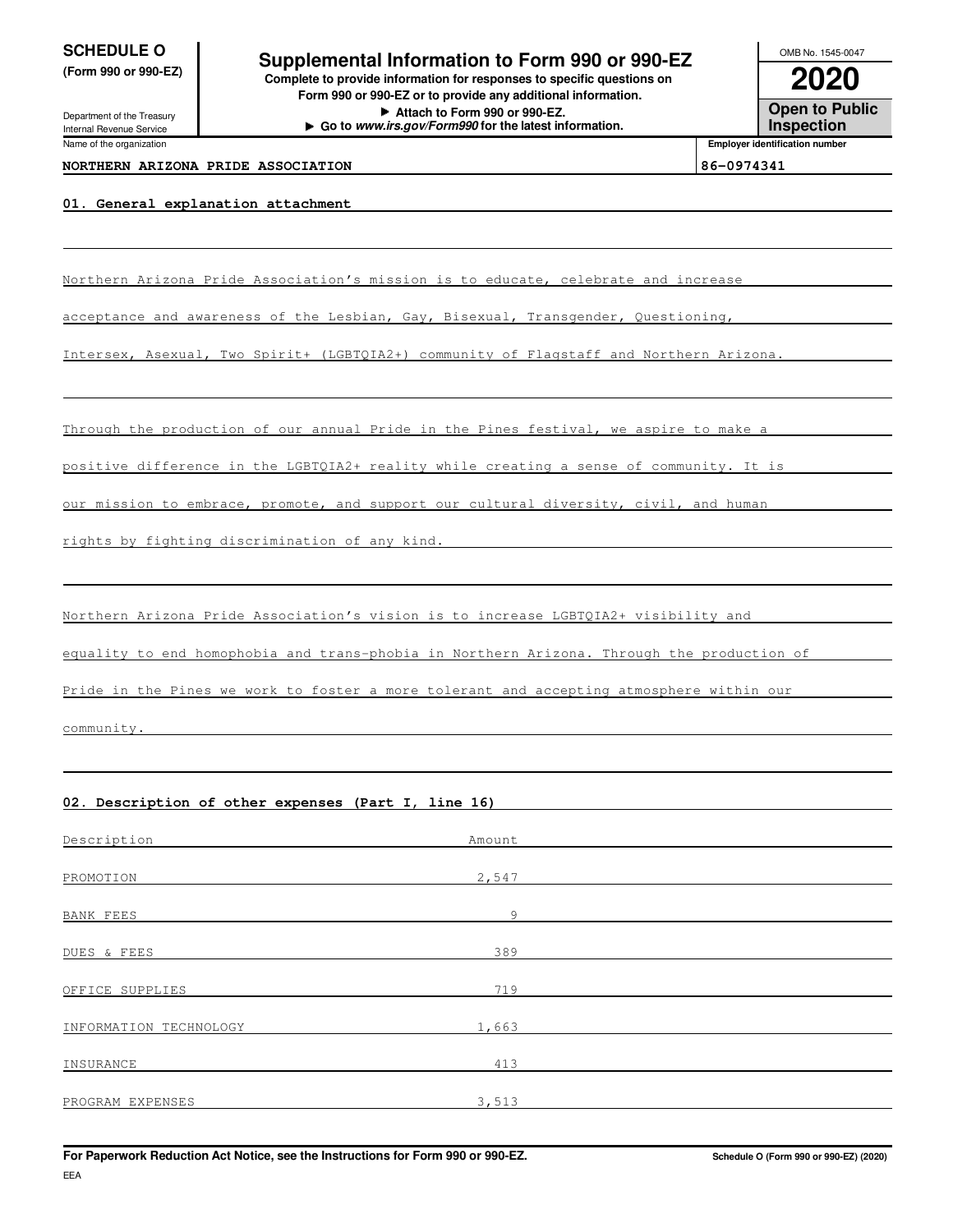**SCHEDULE O**
**(Form 990 or 990-EZ)**

Department of the Treasury
Internal Revenue Service

# Supplemental Information to Form 990 or 990-EZ

**Complete to provide information for responses to specific questions on Form 990 or 990-EZ or to provide any additional information.**
**▶ Attach to Form 990 or 990-EZ.**
**▶ Go to *www.irs.gov/Form990* for the latest information.**

OMB No. 1545-0047
**2020**
**Open to Public Inspection**

| Name of the organization | Employer identification number |
|---|---|
| **NORTHERN ARIZONA PRIDE ASSOCIATION** | **86-0974341** |

**01. General explanation attachment**

Northern Arizona Pride Association's mission is to educate, celebrate and increase acceptance and awareness of the Lesbian, Gay, Bisexual, Transgender, Questioning, Intersex, Asexual, Two Spirit+ (LGBTQIA2+) community of Flagstaff and Northern Arizona.

Through the production of our annual Pride in the Pines festival, we aspire to make a positive difference in the LGBTQIA2+ reality while creating a sense of community. It is our mission to embrace, promote, and support our cultural diversity, civil, and human rights by fighting discrimination of any kind.

Northern Arizona Pride Association's vision is to increase LGBTQIA2+ visibility and equality to end homophobia and trans-phobia in Northern Arizona. Through the production of Pride in the Pines we work to foster a more tolerant and accepting atmosphere within our community.

**02. Description of other expenses (Part I, line 16)**

| Description | Amount |
|---|---|
| PROMOTION | 2,547 |
| BANK FEES | 9 |
| DUES & FEES | 389 |
| OFFICE SUPPLIES | 719 |
| INFORMATION TECHNOLOGY | 1,663 |
| INSURANCE | 413 |
| PROGRAM EXPENSES | 3,513 |

**For Paperwork Reduction Act Notice, see the Instructions for Form 990 or 990-EZ.** **Schedule O (Form 990 or 990-EZ) (2020)**

EEA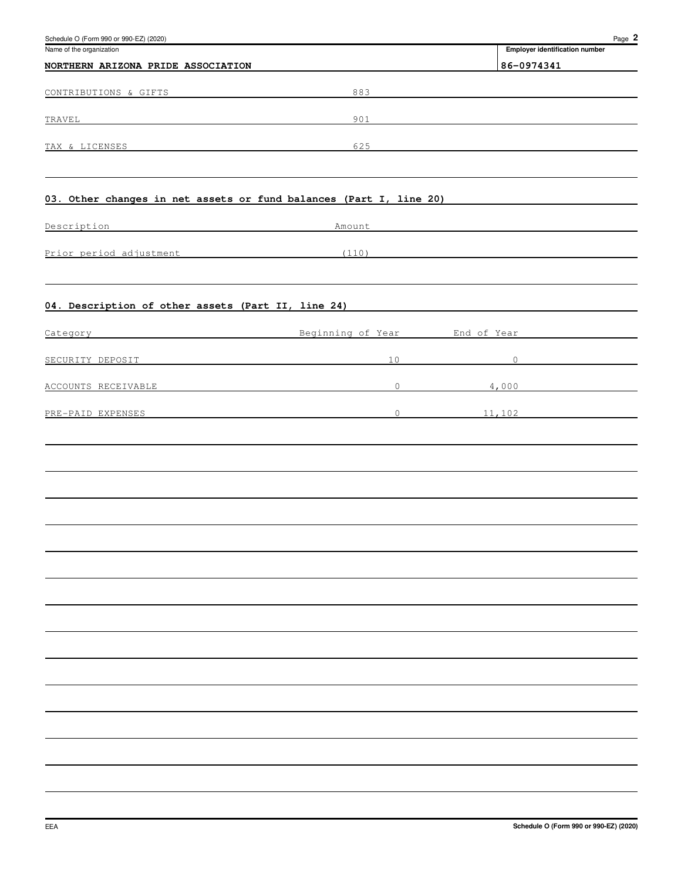Name of the organization: **NORTHERN ARIZONA PRIDE ASSOCIATION**

Employer identification number: **86-0974341**

| | |
|---|---|
| CONTRIBUTIONS & GIFTS | 883 |
| TRAVEL | 901 |
| TAX & LICENSES | 625 |

**03. Other changes in net assets or fund balances (Part I, line 20)**

| Description | Amount |
|---|---|
| Prior period adjustment | (110) |

**04. Description of other assets (Part II, line 24)**

| Category | Beginning of Year | End of Year |
|---|---|---|
| SECURITY DEPOSIT | 10 | 0 |
| ACCOUNTS RECEIVABLE | 0 | 4,000 |
| PRE-PAID EXPENSES | 0 | 11,102 |